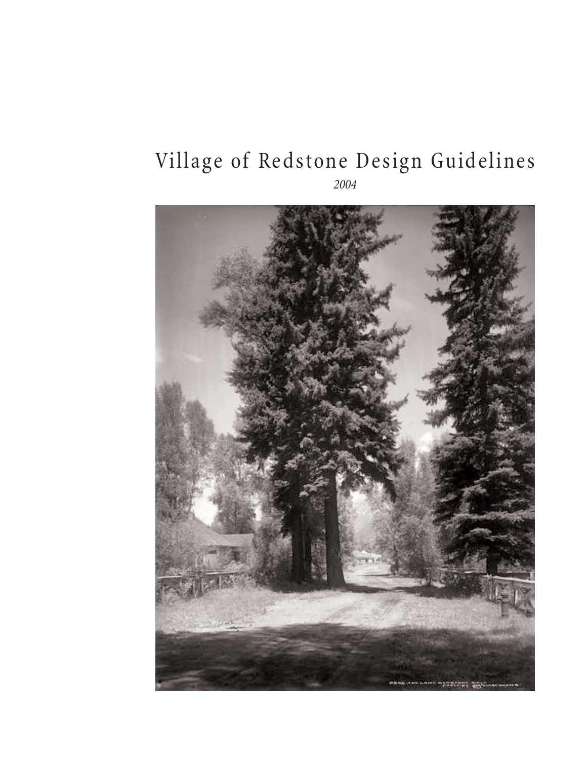# Village of Redstone Design Guidelines

*2004*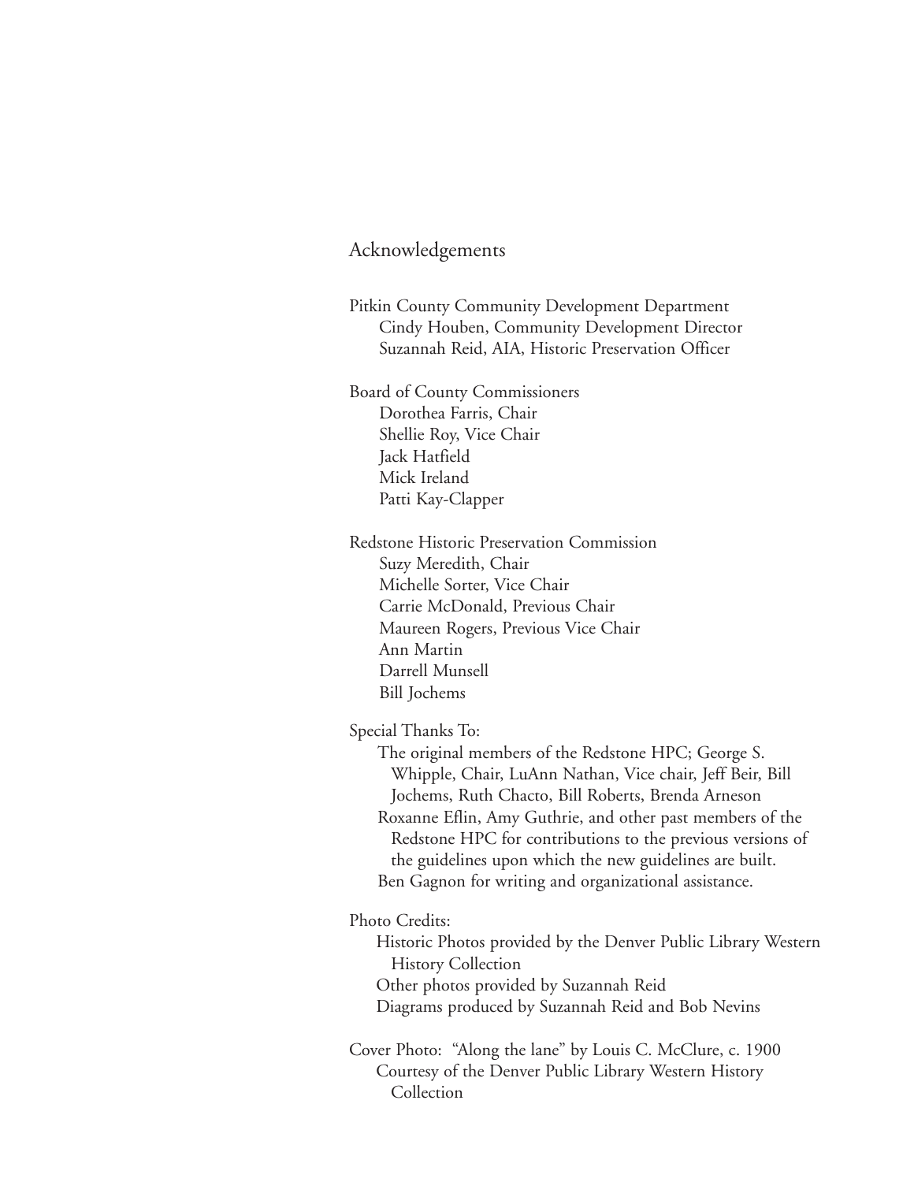# Acknowledgements

Pitkin County Community Development Department
- Cindy Houben, Community Development Director
- Suzannah Reid, AIA, Historic Preservation Officer

Board of County Commissioners
- Dorothea Farris, Chair
- Shellie Roy, Vice Chair
- Jack Hatfield
- Mick Ireland
- Patti Kay-Clapper

Redstone Historic Preservation Commission
- Suzy Meredith, Chair
- Michelle Sorter, Vice Chair
- Carrie McDonald, Previous Chair
- Maureen Rogers, Previous Vice Chair
- Ann Martin
- Darrell Munsell
- Bill Jochems

Special Thanks To:
- The original members of the Redstone HPC; George S. Whipple, Chair, LuAnn Nathan, Vice chair, Jeff Beir, Bill Jochems, Ruth Chacto, Bill Roberts, Brenda Arneson
- Roxanne Eflin, Amy Guthrie, and other past members of the Redstone HPC for contributions to the previous versions of the guidelines upon which the new guidelines are built.
- Ben Gagnon for writing and organizational assistance.

Photo Credits:
- Historic Photos provided by the Denver Public Library Western History Collection
- Other photos provided by Suzannah Reid
- Diagrams produced by Suzannah Reid and Bob Nevins

Cover Photo: "Along the lane" by Louis C. McClure, c. 1900
- Courtesy of the Denver Public Library Western History Collection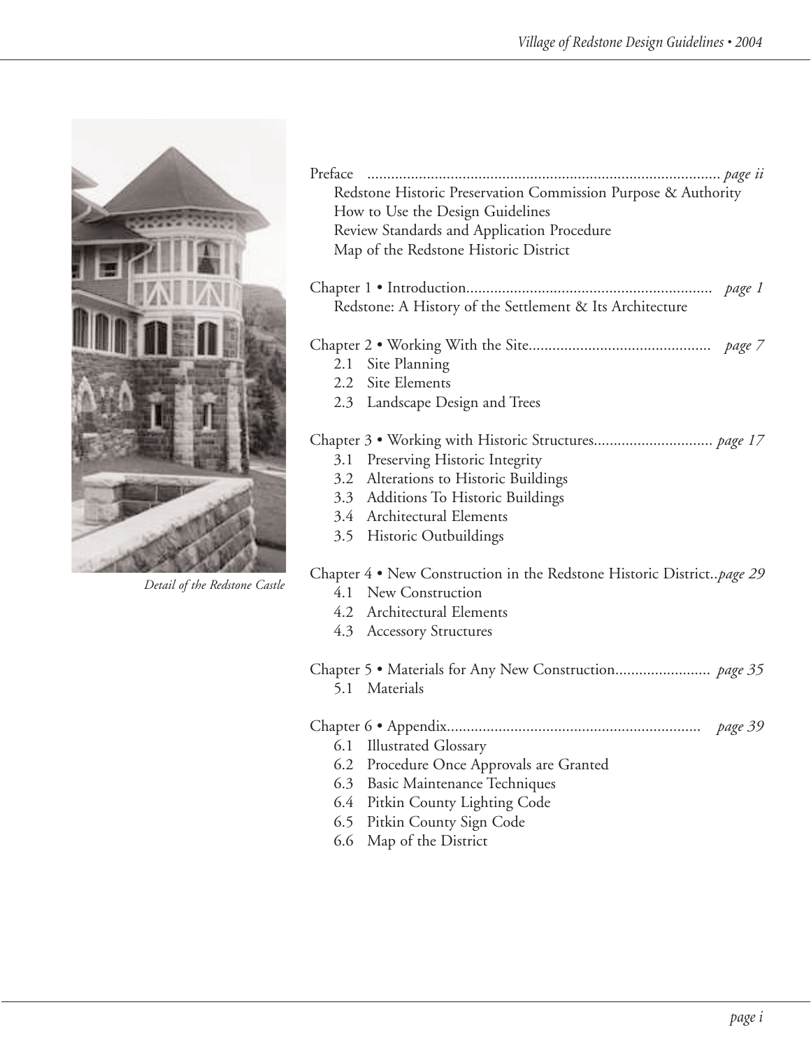*Detail of the Redstone Castle*

Preface ........................................................................................ *page ii*
- Redstone Historic Preservation Commission Purpose & Authority
- How to Use the Design Guidelines
- Review Standards and Application Procedure
- Map of the Redstone Historic District

Chapter 1 • Introduction............................................................. *page 1*
- Redstone: A History of the Settlement & Its Architecture

Chapter 2 • Working With the Site............................................. *page 7*
- 2.1 Site Planning
- 2.2 Site Elements
- 2.3 Landscape Design and Trees

Chapter 3 • Working with Historic Structures............................. *page 17*
- 3.1 Preserving Historic Integrity
- 3.2 Alterations to Historic Buildings
- 3.3 Additions To Historic Buildings
- 3.4 Architectural Elements
- 3.5 Historic Outbuildings

Chapter 4 • New Construction in the Redstone Historic District..*page 29*
- 4.1 New Construction
- 4.2 Architectural Elements
- 4.3 Accessory Structures

Chapter 5 • Materials for Any New Construction........................ *page 35*
- 5.1 Materials

Chapter 6 • Appendix............................................................... *page 39*
- 6.1 Illustrated Glossary
- 6.2 Procedure Once Approvals are Granted
- 6.3 Basic Maintenance Techniques
- 6.4 Pitkin County Lighting Code
- 6.5 Pitkin County Sign Code
- 6.6 Map of the District